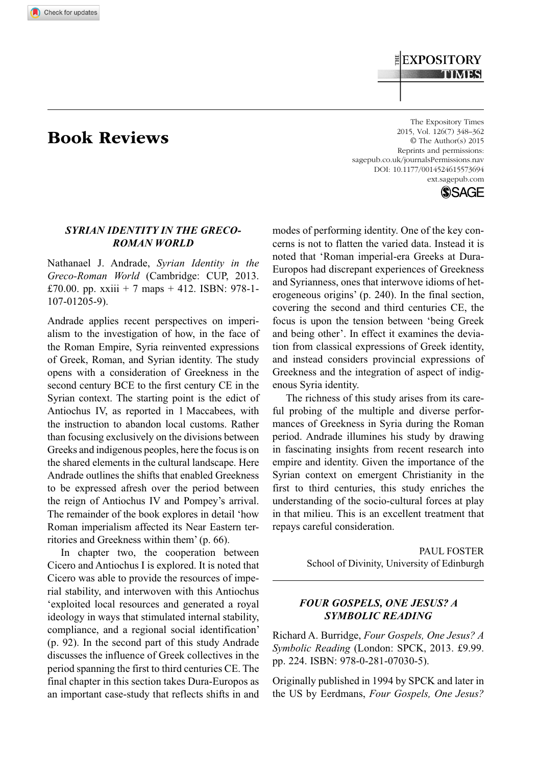# Book Reviews

### *SYRIAN IDENTITY IN THE GRECO-ROMAN WORLD*

Nathanael J. Andrade, *Syrian Identity in the Greco-Roman World* (Cambridge: CUP, 2013. £70.00. pp. xxiii + 7 maps + 412. ISBN: 978-1-107-01205-9).

Andrade applies recent perspectives on imperialism to the investigation of how, in the face of the Roman Empire, Syria reinvented expressions of Greek, Roman, and Syrian identity. The study opens with a consideration of Greekness in the second century BCE to the first century CE in the Syrian context. The starting point is the edict of Antiochus IV, as reported in 1 Maccabees, with the instruction to abandon local customs. Rather than focusing exclusively on the divisions between Greeks and indigenous peoples, here the focus is on the shared elements in the cultural landscape. Here Andrade outlines the shifts that enabled Greekness to be expressed afresh over the period between the reign of Antiochus IV and Pompey's arrival. The remainder of the book explores in detail 'how Roman imperialism affected its Near Eastern territories and Greekness within them' (p. 66).

In chapter two, the cooperation between Cicero and Antiochus I is explored. It is noted that Cicero was able to provide the resources of imperial stability, and interwoven with this Antiochus 'exploited local resources and generated a royal ideology in ways that stimulated internal stability, compliance, and a regional social identification' (p. 92). In the second part of this study Andrade discusses the influence of Greek collectives in the period spanning the first to third centuries CE. The final chapter in this section takes Dura-Europos as an important case-study that reflects shifts in and modes of performing identity. One of the key concerns is not to flatten the varied data. Instead it is noted that 'Roman imperial-era Greeks at Dura-Europos had discrepant experiences of Greekness and Syrianness, ones that interwove idioms of heterogeneous origins' (p. 240). In the final section, covering the second and third centuries CE, the focus is upon the tension between 'being Greek and being other'. In effect it examines the deviation from classical expressions of Greek identity, and instead considers provincial expressions of Greekness and the integration of aspect of indigenous Syria identity.

The richness of this study arises from its careful probing of the multiple and diverse performances of Greekness in Syria during the Roman period. Andrade illumines his study by drawing in fascinating insights from recent research into empire and identity. Given the importance of the Syrian context on emergent Christianity in the first to third centuries, this study enriches the understanding of the socio-cultural forces at play in that milieu. This is an excellent treatment that repays careful consideration.

PAUL FOSTER
School of Divinity, University of Edinburgh

### *FOUR GOSPELS, ONE JESUS? A SYMBOLIC READING*

Richard A. Burridge, *Four Gospels, One Jesus? A Symbolic Reading* (London: SPCK, 2013. £9.99. pp. 224. ISBN: 978-0-281-07030-5).

Originally published in 1994 by SPCK and later in the US by Eerdmans, *Four Gospels, One Jesus?*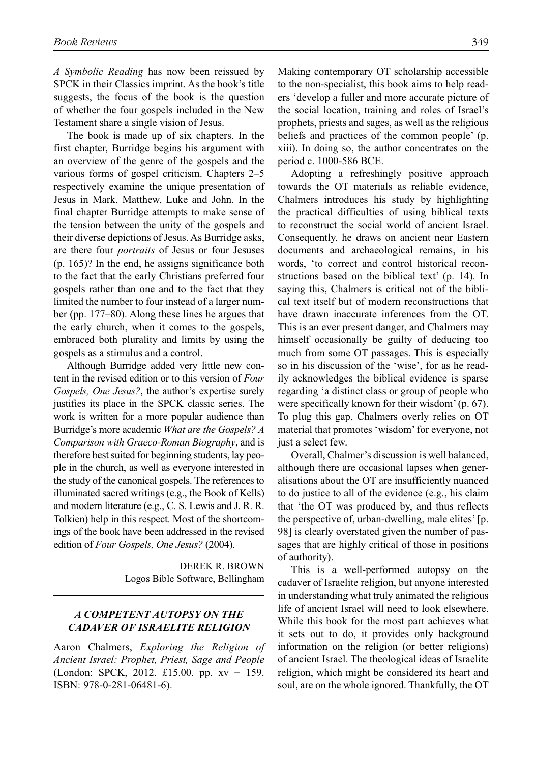*A Symbolic Reading* has now been reissued by SPCK in their Classics imprint. As the book's title suggests, the focus of the book is the question of whether the four gospels included in the New Testament share a single vision of Jesus.

The book is made up of six chapters. In the first chapter, Burridge begins his argument with an overview of the genre of the gospels and the various forms of gospel criticism. Chapters 2–5 respectively examine the unique presentation of Jesus in Mark, Matthew, Luke and John. In the final chapter Burridge attempts to make sense of the tension between the unity of the gospels and their diverse depictions of Jesus. As Burridge asks, are there four *portraits* of Jesus or four Jesuses (p. 165)? In the end, he assigns significance both to the fact that the early Christians preferred four gospels rather than one and to the fact that they limited the number to four instead of a larger number (pp. 177–80). Along these lines he argues that the early church, when it comes to the gospels, embraced both plurality and limits by using the gospels as a stimulus and a control.

Although Burridge added very little new content in the revised edition or to this version of *Four Gospels, One Jesus?*, the author's expertise surely justifies its place in the SPCK classic series. The work is written for a more popular audience than Burridge's more academic *What are the Gospels? A Comparison with Graeco-Roman Biography*, and is therefore best suited for beginning students, lay people in the church, as well as everyone interested in the study of the canonical gospels. The references to illuminated sacred writings (e.g., the Book of Kells) and modern literature (e.g., C. S. Lewis and J. R. R. Tolkien) help in this respect. Most of the shortcomings of the book have been addressed in the revised edition of *Four Gospels, One Jesus?* (2004).

DEREK R. BROWN
Logos Bible Software, Bellingham

---

### *A COMPETENT AUTOPSY ON THE CADAVER OF ISRAELITE RELIGION*

Aaron Chalmers, *Exploring the Religion of Ancient Israel: Prophet, Priest, Sage and People* (London: SPCK, 2012. £15.00. pp. xv + 159. ISBN: 978-0-281-06481-6).

Making contemporary OT scholarship accessible to the non-specialist, this book aims to help readers 'develop a fuller and more accurate picture of the social location, training and roles of Israel's prophets, priests and sages, as well as the religious beliefs and practices of the common people' (p. xiii). In doing so, the author concentrates on the period c. 1000-586 BCE.

Adopting a refreshingly positive approach towards the OT materials as reliable evidence, Chalmers introduces his study by highlighting the practical difficulties of using biblical texts to reconstruct the social world of ancient Israel. Consequently, he draws on ancient near Eastern documents and archaeological remains, in his words, 'to correct and control historical reconstructions based on the biblical text' (p. 14). In saying this, Chalmers is critical not of the biblical text itself but of modern reconstructions that have drawn inaccurate inferences from the OT. This is an ever present danger, and Chalmers may himself occasionally be guilty of deducing too much from some OT passages. This is especially so in his discussion of the 'wise', for as he readily acknowledges the biblical evidence is sparse regarding 'a distinct class or group of people who were specifically known for their wisdom' (p. 67). To plug this gap, Chalmers overly relies on OT material that promotes 'wisdom' for everyone, not just a select few.

Overall, Chalmer's discussion is well balanced, although there are occasional lapses when generalisations about the OT are insufficiently nuanced to do justice to all of the evidence (e.g., his claim that 'the OT was produced by, and thus reflects the perspective of, urban-dwelling, male elites' [p. 98] is clearly overstated given the number of passages that are highly critical of those in positions of authority).

This is a well-performed autopsy on the cadaver of Israelite religion, but anyone interested in understanding what truly animated the religious life of ancient Israel will need to look elsewhere. While this book for the most part achieves what it sets out to do, it provides only background information on the religion (or better religions) of ancient Israel. The theological ideas of Israelite religion, which might be considered its heart and soul, are on the whole ignored. Thankfully, the OT